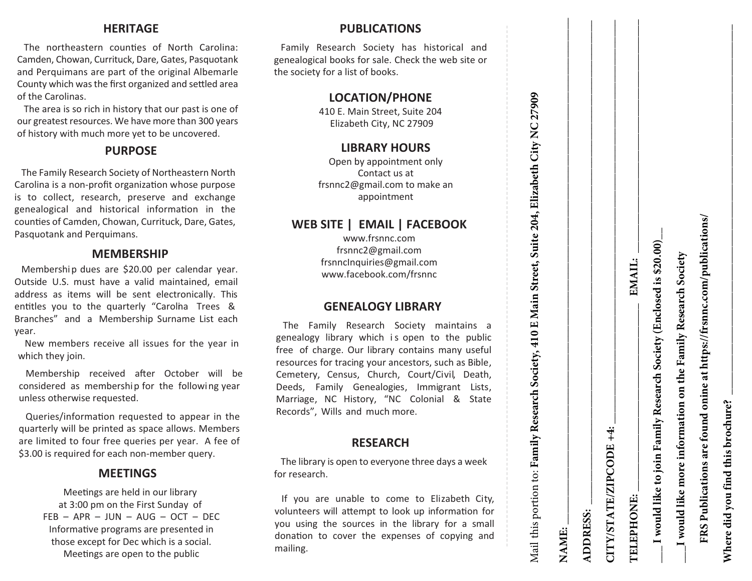## HERITAGE

The northeastern counties of North Carolina: Camden, Chowan, Currituck, Dare, Gates, Pasquotank and Perquimans are part of the original Albemarle County which was the first organized and settled area of the Carolinas.

The area is so rich in history that our past is one of our greatest resources. We have more than 300 years of history with much more yet to be uncovered.

## PURPOSE

The Family Research Society of Northeastern North Carolina is a non-profit organization whose purpose is to collect, research, preserve and exchange genealogical and historical information in the counties of Camden, Chowan, Currituck, Dare, Gates, Pasquotank and Perquimans.

## MEMBERSHIP

Membership dues are $20.00 per calendar year. Outside U.S. must have a valid maintained, email address as items will be sent electronically. This entitles you to the quarterly "Carolina Trees & Branches" and a Membership Surname List each year.

New members receive all issues for the year in which they join.

Membership received after October will be considered as membership for the following year unless otherwise requested.

Queries/information requested to appear in the quarterly will be printed as space allows. Members are limited to four free queries per year. A fee of $3.00 is required for each non-member query.

## MEETINGS

Meetings are held in our library at 3:00 pm on the First Sunday of FEB – APR – JUN – AUG – OCT – DEC Informative programs are presented in those except for Dec which is a social. Meetings are open to the public

## PUBLICATIONS

Family Research Society has historical and genealogical books for sale. Check the web site or the society for a list of books.

## LOCATION/PHONE

410 E. Main Street, Suite 204
Elizabeth City, NC 27909

## LIBRARY HOURS

Open by appointment only
Contact us at frsnnc2@gmail.com to make an appointment

## WEB SITE | EMAIL | FACEBOOK

www.frsnnc.com
frsnnc2@gmail.com
frsnncInquiries@gmail.com
www.facebook.com/frsnnc

## GENEALOGY LIBRARY

The Family Research Society maintains a genealogy library which is open to the public free of charge. Our library contains many useful resources for tracing your ancestors, such as Bible, Cemetery, Census, Church, Court/Civil, Death, Deeds, Family Genealogies, Immigrant Lists, Marriage, NC History, "NC Colonial & State Records", Wills and much more.

## RESEARCH

The library is open to everyone three days a week for research.

If you are unable to come to Elizabeth City, volunteers will attempt to look up information for you using the sources in the library for a small donation to cover the expenses of copying and mailing.

---

Mail this portion to: **Family Research Society, 410 E Main Street, Suite 204, Elizabeth City NC 27909**

**NAME:** ________________________________

**ADDRESS:** ________________________________

**CITY/STATE/ZIPCODE +4:** ________________________________

**TELEPHONE:** ________________ **EMAIL:** ________________

___ **I would like to join Family Research Society (Enclosed is $20.00)** ___

___ **I would like more information on the Family Research Society**

**FRS Publications are found onine at https://frsnnc.com/publications/**

**Where did you find this brochure?** ________________________________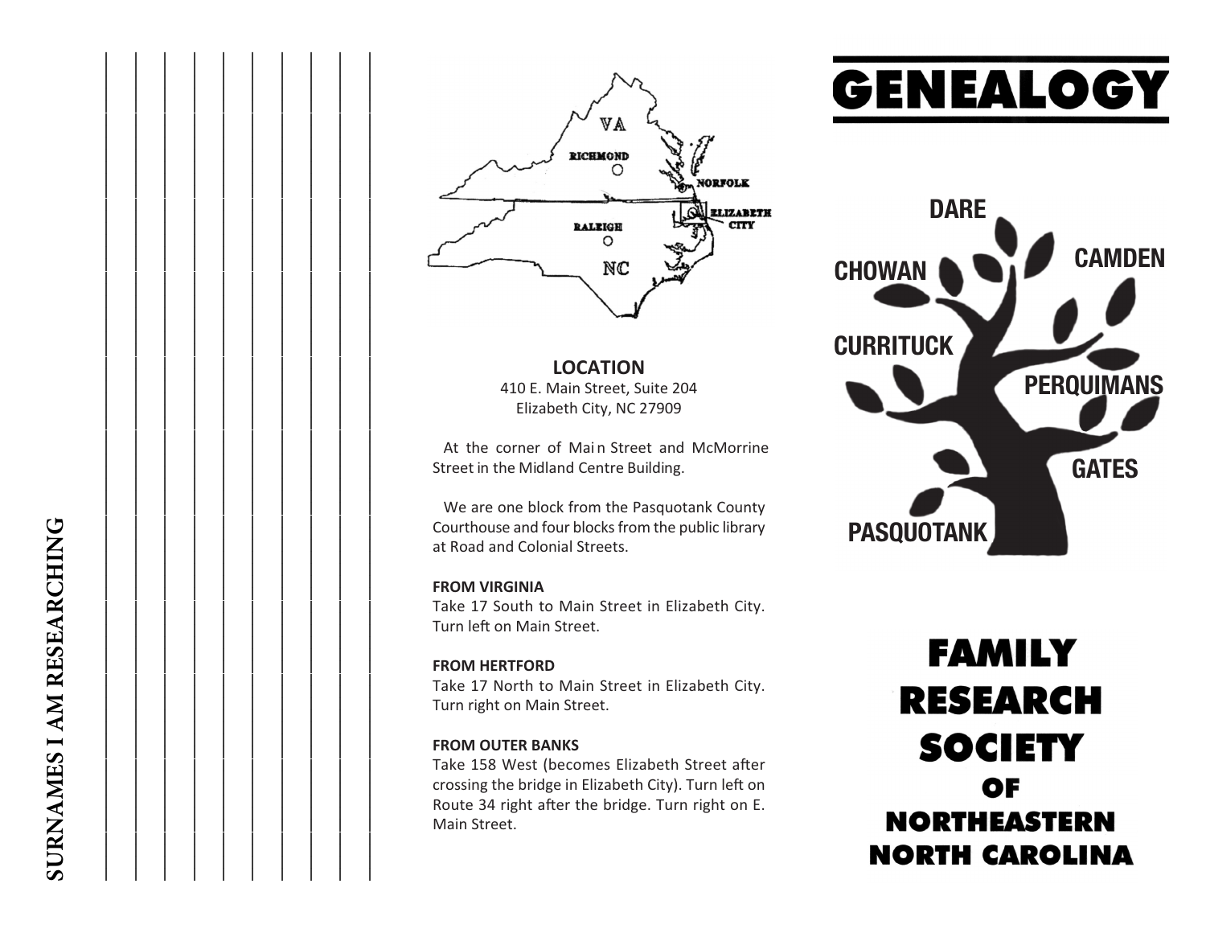SURNAMES I AM RESEARCHING

VA

RICHMOND

NORFOLK

ELIZABETH CITY

RALEIGH

NC

**LOCATION**
410 E. Main Street, Suite 204
Elizabeth City, NC 27909

At the corner of Main Street and McMorrine Street in the Midland Centre Building.

We are one block from the Pasquotank County Courthouse and four blocks from the public library at Road and Colonial Streets.

**FROM VIRGINIA**
Take 17 South to Main Street in Elizabeth City. Turn left on Main Street.

**FROM HERTFORD**
Take 17 North to Main Street in Elizabeth City. Turn right on Main Street.

**FROM OUTER BANKS**
Take 158 West (becomes Elizabeth Street after crossing the bridge in Elizabeth City). Turn left on Route 34 right after the bridge. Turn right on E. Main Street.

# GENEALOGY

DARE

CHOWAN

CAMDEN

CURRITUCK

PERQUIMANS

GATES

PASQUOTANK

# FAMILY RESEARCH SOCIETY OF NORTHEASTERN NORTH CAROLINA